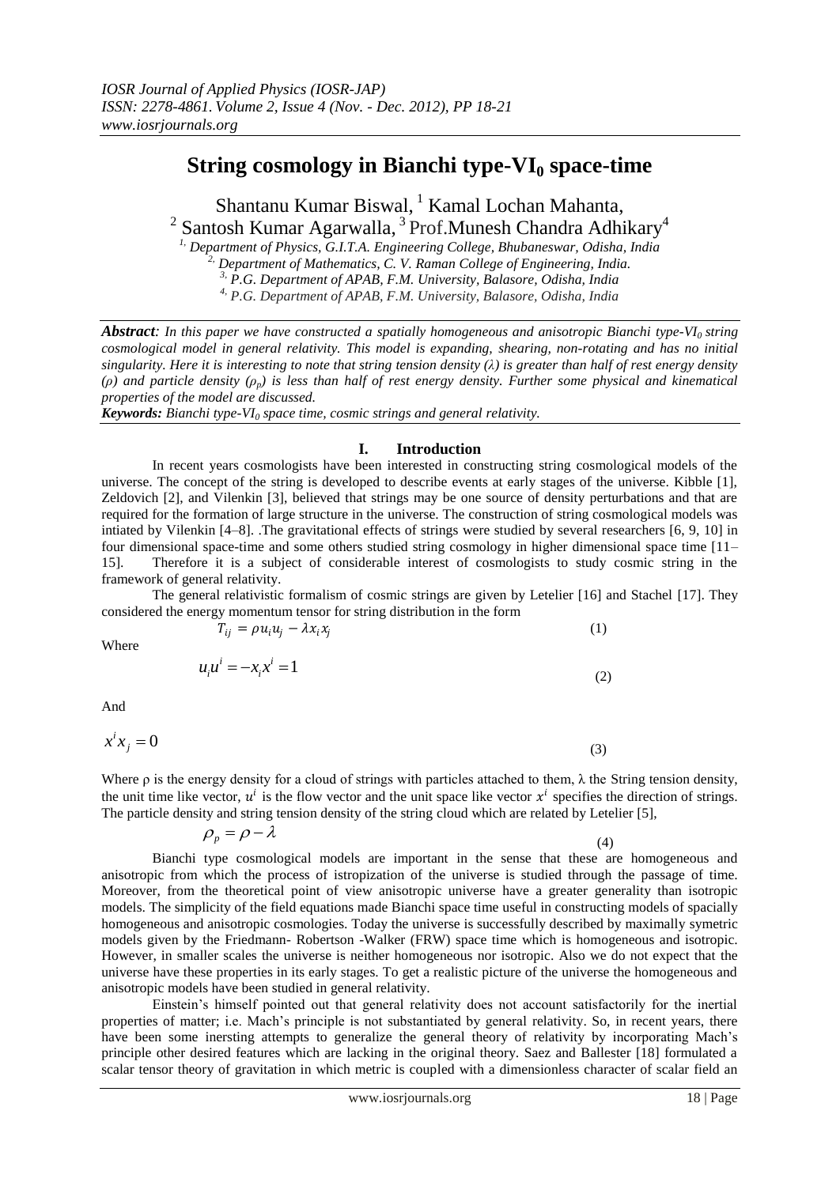# String cosmology in Bianchi type-VI$_0$ space-time

Shantanu Kumar Biswal, [1] Kamal Lochan Mahanta,
[2] Santosh Kumar Agarwalla, [3] Prof.Munesh Chandra Adhikary[4]

[1,] *Department of Physics, G.I.T.A. Engineering College, Bhubaneswar, Odisha, India*
[2,] *Department of Mathematics, C. V. Raman College of Engineering, India.*
[3,] *P.G. Department of APAB, F.M. University, Balasore, Odisha, India*
[4,] *P.G. Department of APAB, F.M. University, Balasore, Odisha, India*

***Abstract**: In this paper we have constructed a spatially homogeneous and anisotropic Bianchi type-VI$_0$ string cosmological model in general relativity. This model is expanding, shearing, non-rotating and has no initial singularity. Here it is interesting to note that string tension density ($\lambda$) is greater than half of rest energy density ($\rho$) and particle density ($\rho_p$) is less than half of rest energy density. Further some physical and kinematical properties of the model are discussed.*

***Keywords:** Bianchi type-VI$_0$ space time, cosmic strings and general relativity.*

## I. Introduction

In recent years cosmologists have been interested in constructing string cosmological models of the universe. The concept of the string is developed to describe events at early stages of the universe. Kibble [1], Zeldovich [2], and Vilenkin [3], believed that strings may be one source of density perturbations and that are required for the formation of large structure in the universe. The construction of string cosmological models was intiated by Vilenkin [4–8]. .The gravitational effects of strings were studied by several researchers [6, 9, 10] in four dimensional space-time and some others studied string cosmology in higher dimensional space time [11–15]. Therefore it is a subject of considerable interest of cosmologists to study cosmic string in the framework of general relativity.

The general relativistic formalism of cosmic strings are given by Letelier [16] and Stachel [17]. They considered the energy momentum tensor for string distribution in the form

$$T_{ij} = \rho u_i u_j - \lambda x_i x_j \tag{1}$$

Where

$$u_i u^i = -x_i x^i = 1 \tag{2}$$

And

$$x^i x_j = 0 \tag{3}$$

Where ρ is the energy density for a cloud of strings with particles attached to them, λ the String tension density, the unit time like vector, $u^i$ is the flow vector and the unit space like vector $x^i$ specifies the direction of strings. The particle density and string tension density of the string cloud which are related by Letelier [5],

$$\rho_p = \rho - \lambda \tag{4}$$

Bianchi type cosmological models are important in the sense that these are homogeneous and anisotropic from which the process of istropization of the universe is studied through the passage of time. Moreover, from the theoretical point of view anisotropic universe have a greater generality than isotropic models. The simplicity of the field equations made Bianchi space time useful in constructing models of spatially homogeneous and anisotropic cosmologies. Today the universe is successfully described by maximally symetric models given by the Friedmann- Robertson -Walker (FRW) space time which is homogeneous and isotropic. However, in smaller scales the universe is neither homogeneous nor isotropic. Also we do not expect that the universe have these properties in its early stages. To get a realistic picture of the universe the homogeneous and anisotropic models have been studied in general relativity.

Einstein's himself pointed out that general relativity does not account satisfactorily for the inertial properties of matter; i.e. Mach's principle is not substantiated by general relativity. So, in recent years, there have been some inersting attempts to generalize the general theory of relativity by incorporating Mach's principle other desired features which are lacking in the original theory. Saez and Ballester [18] formulated a scalar tensor theory of gravitation in which metric is coupled with a dimensionless character of scalar field an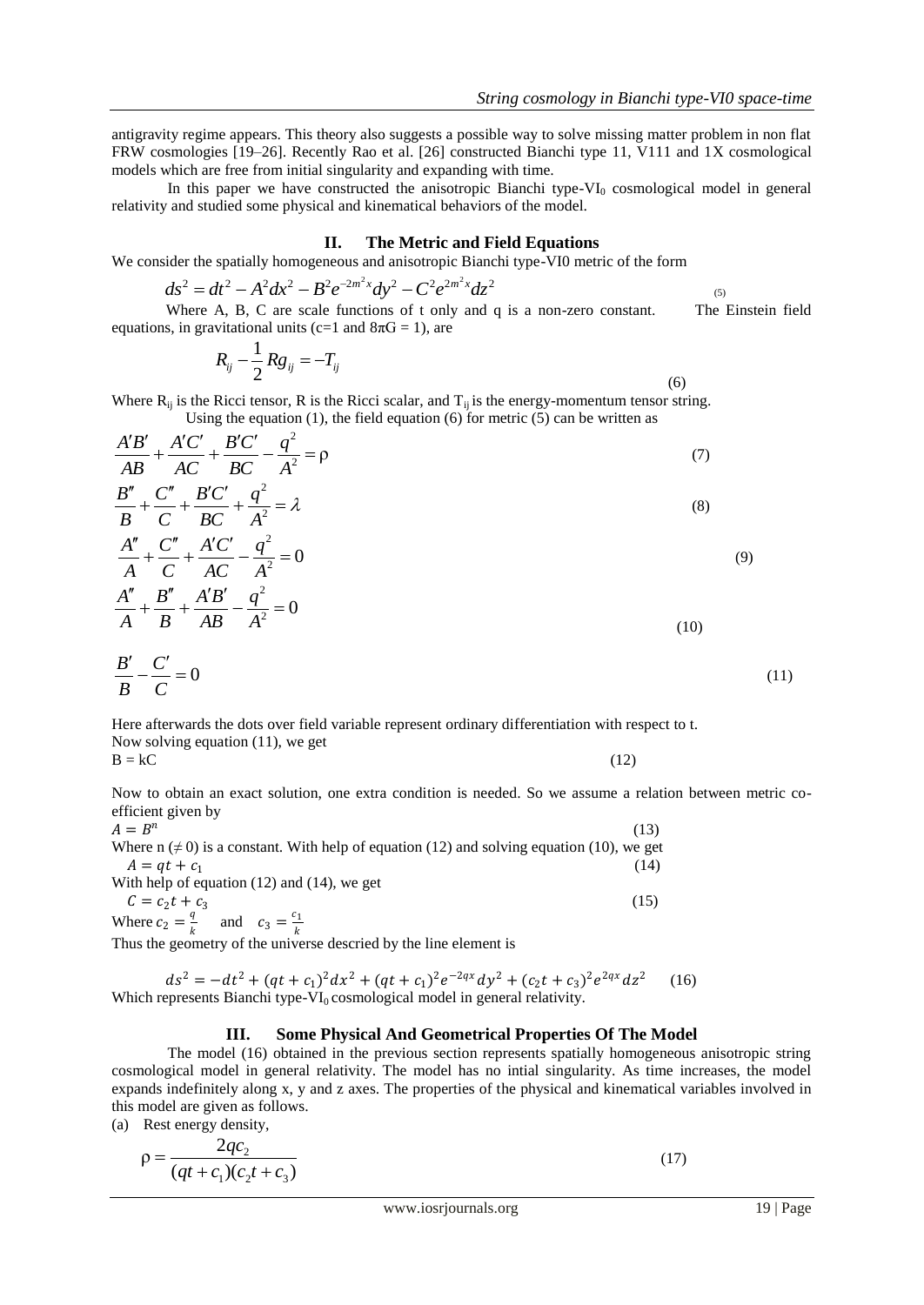antigravity regime appears. This theory also suggests a possible way to solve missing matter problem in non flat FRW cosmologies [19–26]. Recently Rao et al. [26] constructed Bianchi type 11, V111 and 1X cosmological models which are free from initial singularity and expanding with time.

In this paper we have constructed the anisotropic Bianchi type-VI$_0$ cosmological model in general relativity and studied some physical and kinematical behaviors of the model.

## II. The Metric and Field Equations

We consider the spatially homogeneous and anisotropic Bianchi type-VI0 metric of the form

$$ds^2 = dt^2 - A^2dx^2 - B^2e^{-2m^2x}dy^2 - C^2e^{2m^2x}dz^2 \tag{5}$$

Where A, B, C are scale functions of t only and q is a non-zero constant. The Einstein field equations, in gravitational units (c=1 and $8\pi G = 1$), are

$$R_{ij} - \frac{1}{2}Rg_{ij} = -T_{ij} \tag{6}$$

Where $R_{ij}$ is the Ricci tensor, R is the Ricci scalar, and $T_{ij}$ is the energy-momentum tensor string.

Using the equation (1), the field equation (6) for metric (5) can be written as

$$\frac{A'B'}{AB} + \frac{A'C'}{AC} + \frac{B'C'}{BC} - \frac{q^2}{A^2} = \rho \tag{7}$$

$$\frac{B''}{B} + \frac{C''}{C} + \frac{B'C'}{BC} + \frac{q^2}{A^2} = \lambda \tag{8}$$

$$\frac{A''}{A} + \frac{C''}{C} + \frac{A'C'}{AC} - \frac{q^2}{A^2} = 0 \tag{9}$$

$$\frac{A''}{A} + \frac{B''}{B} + \frac{A'B'}{AB} - \frac{q^2}{A^2} = 0 \tag{10}$$

$$\frac{B'}{B} - \frac{C'}{C} = 0 \tag{11}$$

Here afterwards the dots over field variable represent ordinary differentiation with respect to t.

Now solving equation (11), we get

$$B = kC \tag{12}$$

Now to obtain an exact solution, one extra condition is needed. So we assume a relation between metric co-efficient given by

$$A = B^n \tag{13}$$

Where n ($\neq 0$) is a constant. With help of equation (12) and solving equation (10), we get

$$A = qt + c_1 \tag{14}$$

With help of equation (12) and (14), we get

$$C = c_2t + c_3 \tag{15}$$

Where $c_2 = \frac{q}{k}$ and $c_3 = \frac{c_1}{k}$

Thus the geometry of the universe descried by the line element is

$$ds^2 = -dt^2 + (qt + c_1)^2dx^2 + (qt + c_1)^2e^{-2qx}dy^2 + (c_2t + c_3)^2e^{2qx}dz^2 \tag{16}$$

Which represents Bianchi type-VI$_0$ cosmological model in general relativity.

## III. Some Physical And Geometrical Properties Of The Model

The model (16) obtained in the previous section represents spatially homogeneous anisotropic string cosmological model in general relativity. The model has no intial singularity. As time increases, the model expands indefinitely along x, y and z axes. The properties of the physical and kinematical variables involved in this model are given as follows.

(a) Rest energy density,

$$\rho = \frac{2qc_2}{(qt + c_1)(c_2t + c_3)} \tag{17}$$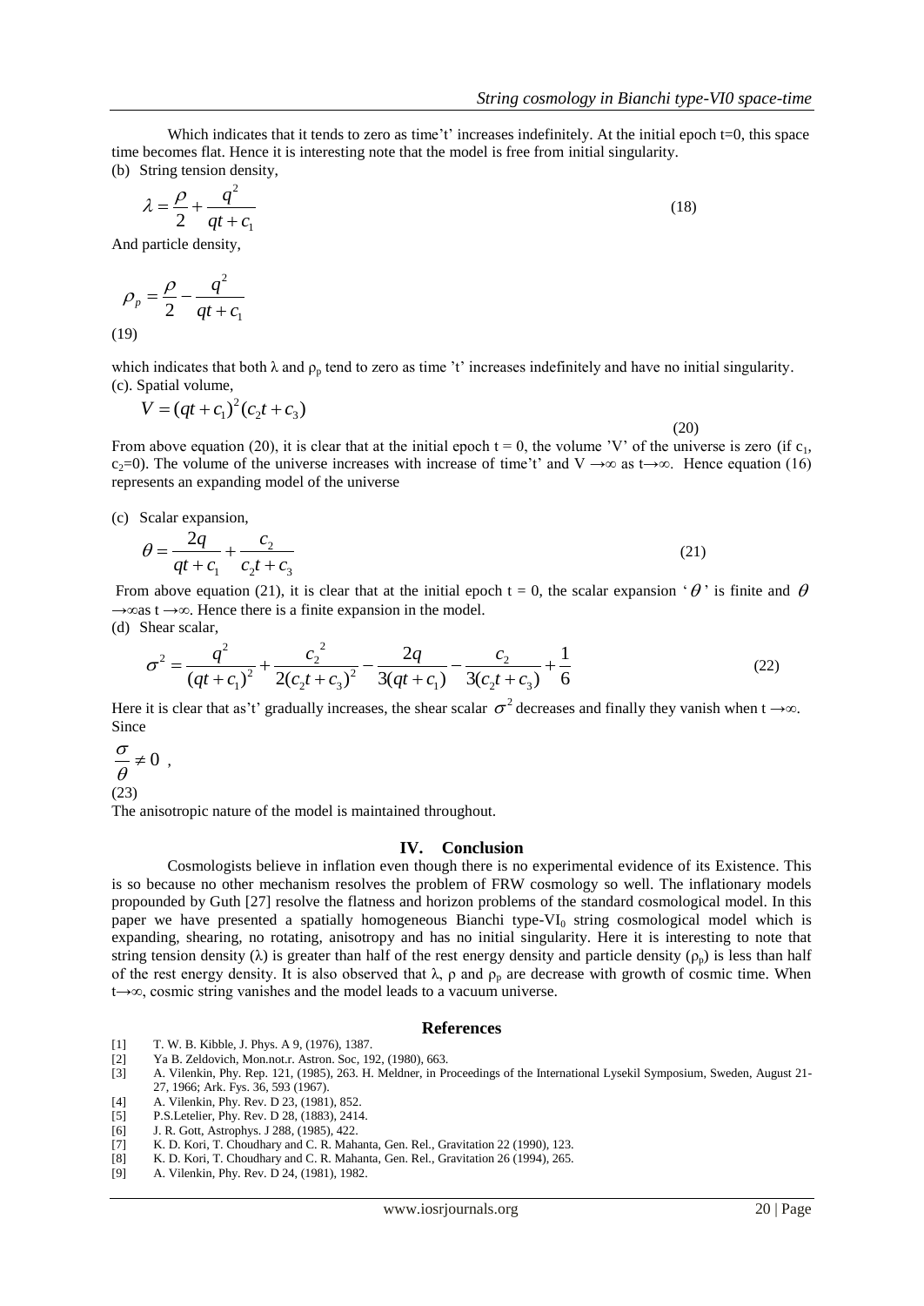Which indicates that it tends to zero as time't' increases indefinitely. At the initial epoch t=0, this space time becomes flat. Hence it is interesting note that the model is free from initial singularity.

(b) String tension density,

$$\lambda = \frac{\rho}{2} + \frac{q^2}{qt + c_1} \tag{18}$$

And particle density,

$$\rho_p = \frac{\rho}{2} - \frac{q^2}{qt + c_1} \tag{19}$$

which indicates that both $\lambda$ and $\rho_p$ tend to zero as time 't' increases indefinitely and have no initial singularity.

(c). Spatial volume,

$$V = (qt + c_1)^2 (c_2 t + c_3) \tag{20}$$

From above equation (20), it is clear that at the initial epoch t = 0, the volume 'V' of the universe is zero (if $c_1$, $c_2$=0). The volume of the universe increases with increase of time't' and V →∞ as t→∞. Hence equation (16) represents an expanding model of the universe

(c) Scalar expansion,

$$\theta = \frac{2q}{qt + c_1} + \frac{c_2}{c_2 t + c_3} \tag{21}$$

From above equation (21), it is clear that at the initial epoch t = 0, the scalar expansion '$\theta$' is finite and $\theta \to \infty$as t →∞. Hence there is a finite expansion in the model.

(d) Shear scalar,

$$\sigma^2 = \frac{q^2}{(qt + c_1)^2} + \frac{c_2^{\,2}}{2(c_2 t + c_3)^2} - \frac{2q}{3(qt + c_1)} - \frac{c_2}{3(c_2 t + c_3)} + \frac{1}{6} \tag{22}$$

Here it is clear that as't' gradually increases, the shear scalar $\sigma^2$ decreases and finally they vanish when t →∞. Since

$$\frac{\sigma}{\theta} \neq 0 \ , \tag{23}$$

The anisotropic nature of the model is maintained throughout.

## IV. Conclusion

Cosmologists believe in inflation even though there is no experimental evidence of its Existence. This is so because no other mechanism resolves the problem of FRW cosmology so well. The inflationary models propounded by Guth [27] resolve the flatness and horizon problems of the standard cosmological model. In this paper we have presented a spatially homogeneous Bianchi type-$VI_0$ string cosmological model which is expanding, shearing, no rotating, anisotropy and has no initial singularity. Here it is interesting to note that string tension density ($\lambda$) is greater than half of the rest energy density and particle density ($\rho_p$) is less than half of the rest energy density. It is also observed that $\lambda$, $\rho$ and $\rho_p$ are decrease with growth of cosmic time. When t→∞, cosmic string vanishes and the model leads to a vacuum universe.

## References

- [1] T. W. B. Kibble, J. Phys. A 9, (1976), 1387.
- [2] Ya B. Zeldovich, Mon.not.r. Astron. Soc, 192, (1980), 663.
- [3] A. Vilenkin, Phy. Rep. 121, (1985), 263. H. Meldner, in Proceedings of the International Lysekil Symposium, Sweden, August 21-27, 1966; Ark. Fys. 36, 593 (1967).
- [4] A. Vilenkin, Phy. Rev. D 23, (1981), 852.
- [5] P.S.Letelier, Phy. Rev. D 28, (1883), 2414.
- [6] J. R. Gott, Astrophys. J 288, (1985), 422.
- [7] K. D. Kori, T. Choudhary and C. R. Mahanta, Gen. Rel., Gravitation 22 (1990), 123.
- [8] K. D. Kori, T. Choudhary and C. R. Mahanta, Gen. Rel., Gravitation 26 (1994), 265.
- [9] A. Vilenkin, Phy. Rev. D 24, (1981), 1982.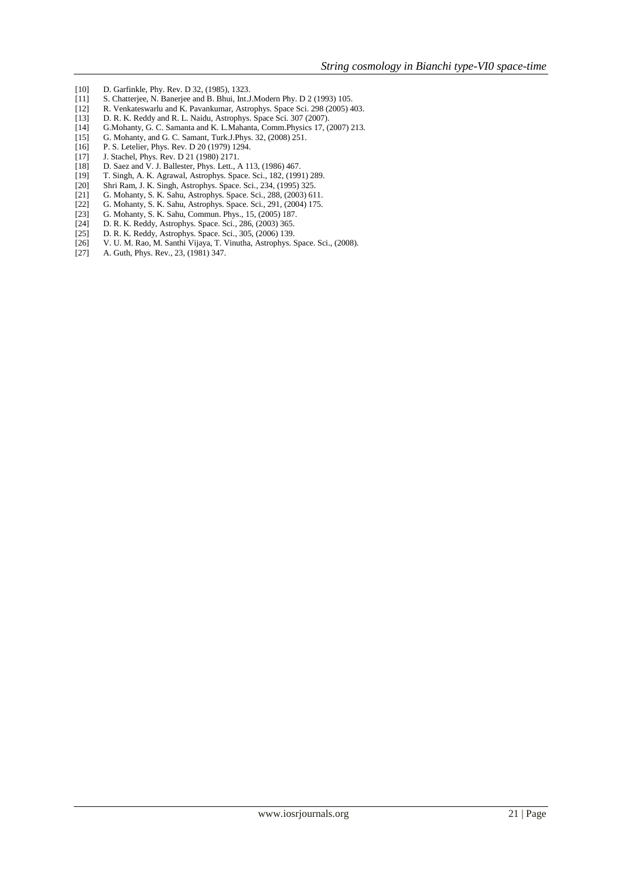[10] D. Garfinkle, Phy. Rev. D 32, (1985), 1323.

[11] S. Chatterjee, N. Banerjee and B. Bhui, Int.J.Modern Phy. D 2 (1993) 105.

[12] R. Venkateswarlu and K. Pavankumar, Astrophys. Space Sci. 298 (2005) 403.

[13] D. R. K. Reddy and R. L. Naidu, Astrophys. Space Sci. 307 (2007).

[14] G.Mohanty, G. C. Samanta and K. L.Mahanta, Comm.Physics 17, (2007) 213.

[15] G. Mohanty, and G. C. Samant, Turk.J.Phys. 32, (2008) 251.

[16] P. S. Letelier, Phys. Rev. D 20 (1979) 1294.

[17] J. Stachel, Phys. Rev. D 21 (1980) 2171.

[18] D. Saez and V. J. Ballester, Phys. Lett., A 113, (1986) 467.

[19] T. Singh, A. K. Agrawal, Astrophys. Space. Sci., 182, (1991) 289.

[20] Shri Ram, J. K. Singh, Astrophys. Space. Sci., 234, (1995) 325.

[21] G. Mohanty, S. K. Sahu, Astrophys. Space. Sci., 288, (2003) 611.

[22] G. Mohanty, S. K. Sahu, Astrophys. Space. Sci., 291, (2004) 175.

[23] G. Mohanty, S. K. Sahu, Commun. Phys., 15, (2005) 187.

[24] D. R. K. Reddy, Astrophys. Space. Sci., 286, (2003) 365.

[25] D. R. K. Reddy, Astrophys. Space. Sci., 305, (2006) 139.

[26] V. U. M. Rao, M. Santhi Vijaya, T. Vinutha, Astrophys. Space. Sci., (2008).

[27] A. Guth, Phys. Rev., 23, (1981) 347.